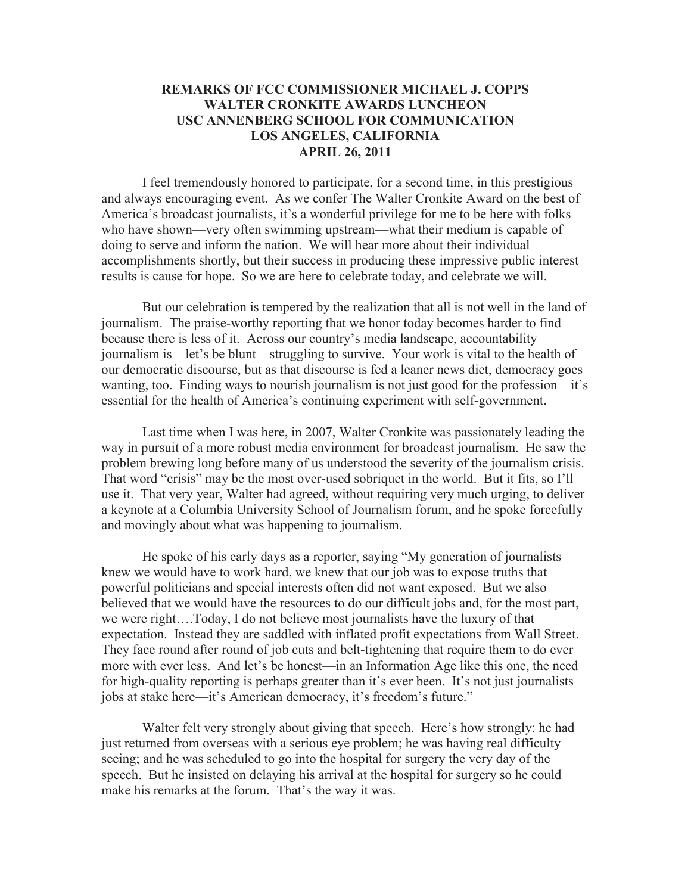# REMARKS OF FCC COMMISSIONER MICHAEL J. COPPS
# WALTER CRONKITE AWARDS LUNCHEON
# USC ANNENBERG SCHOOL FOR COMMUNICATION
# LOS ANGELES, CALIFORNIA
# APRIL 26, 2011

I feel tremendously honored to participate, for a second time, in this prestigious and always encouraging event. As we confer The Walter Cronkite Award on the best of America's broadcast journalists, it's a wonderful privilege for me to be here with folks who have shown—very often swimming upstream—what their medium is capable of doing to serve and inform the nation. We will hear more about their individual accomplishments shortly, but their success in producing these impressive public interest results is cause for hope. So we are here to celebrate today, and celebrate we will.

But our celebration is tempered by the realization that all is not well in the land of journalism. The praise-worthy reporting that we honor today becomes harder to find because there is less of it. Across our country's media landscape, accountability journalism is—let's be blunt—struggling to survive. Your work is vital to the health of our democratic discourse, but as that discourse is fed a leaner news diet, democracy goes wanting, too. Finding ways to nourish journalism is not just good for the profession—it's essential for the health of America's continuing experiment with self-government.

Last time when I was here, in 2007, Walter Cronkite was passionately leading the way in pursuit of a more robust media environment for broadcast journalism. He saw the problem brewing long before many of us understood the severity of the journalism crisis. That word "crisis" may be the most over-used sobriquet in the world. But it fits, so I'll use it. That very year, Walter had agreed, without requiring very much urging, to deliver a keynote at a Columbia University School of Journalism forum, and he spoke forcefully and movingly about what was happening to journalism.

He spoke of his early days as a reporter, saying "My generation of journalists knew we would have to work hard, we knew that our job was to expose truths that powerful politicians and special interests often did not want exposed. But we also believed that we would have the resources to do our difficult jobs and, for the most part, we were right….Today, I do not believe most journalists have the luxury of that expectation. Instead they are saddled with inflated profit expectations from Wall Street. They face round after round of job cuts and belt-tightening that require them to do ever more with ever less. And let's be honest—in an Information Age like this one, the need for high-quality reporting is perhaps greater than it's ever been. It's not just journalists jobs at stake here—it's American democracy, it's freedom's future."

Walter felt very strongly about giving that speech. Here's how strongly: he had just returned from overseas with a serious eye problem; he was having real difficulty seeing; and he was scheduled to go into the hospital for surgery the very day of the speech. But he insisted on delaying his arrival at the hospital for surgery so he could make his remarks at the forum. That's the way it was.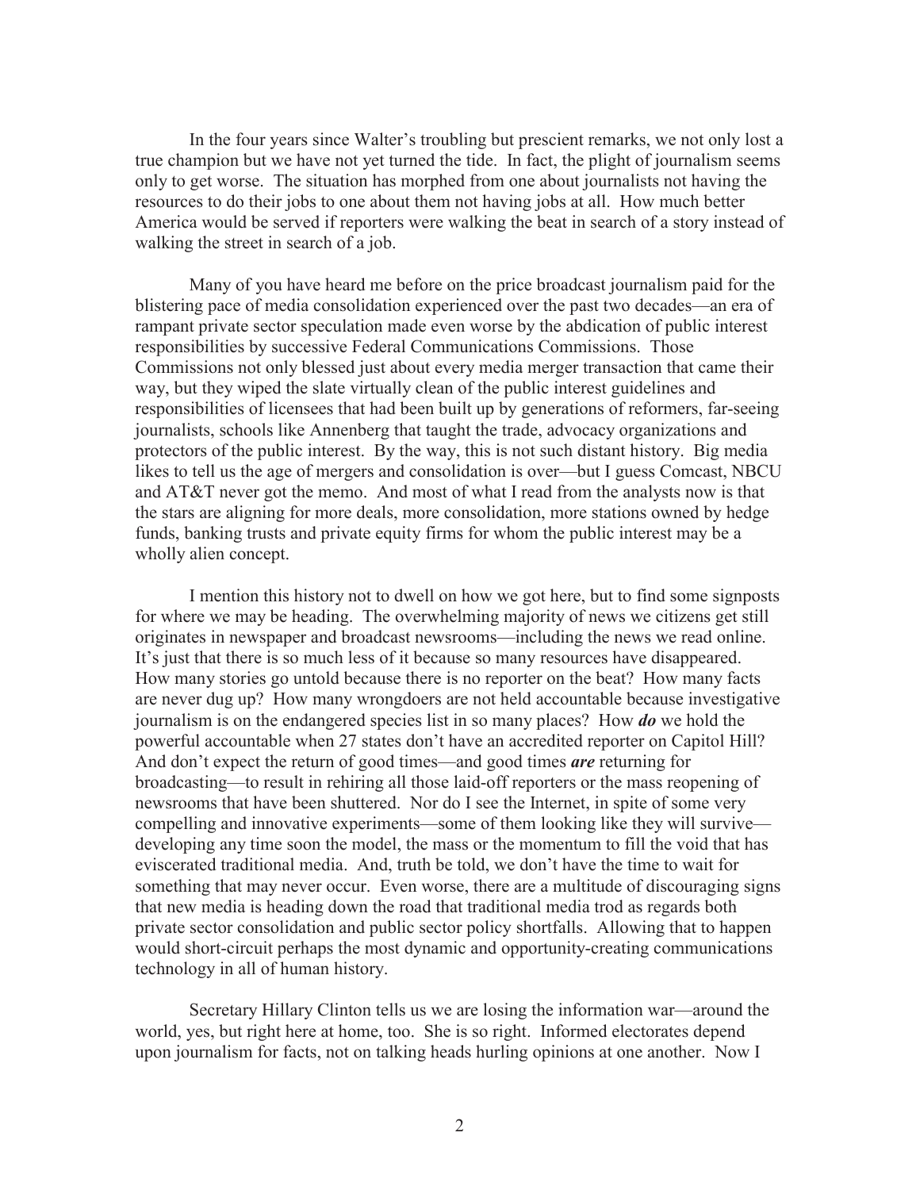In the four years since Walter's troubling but prescient remarks, we not only lost a true champion but we have not yet turned the tide. In fact, the plight of journalism seems only to get worse. The situation has morphed from one about journalists not having the resources to do their jobs to one about them not having jobs at all. How much better America would be served if reporters were walking the beat in search of a story instead of walking the street in search of a job.

Many of you have heard me before on the price broadcast journalism paid for the blistering pace of media consolidation experienced over the past two decades—an era of rampant private sector speculation made even worse by the abdication of public interest responsibilities by successive Federal Communications Commissions. Those Commissions not only blessed just about every media merger transaction that came their way, but they wiped the slate virtually clean of the public interest guidelines and responsibilities of licensees that had been built up by generations of reformers, far-seeing journalists, schools like Annenberg that taught the trade, advocacy organizations and protectors of the public interest. By the way, this is not such distant history. Big media likes to tell us the age of mergers and consolidation is over—but I guess Comcast, NBCU and AT&T never got the memo. And most of what I read from the analysts now is that the stars are aligning for more deals, more consolidation, more stations owned by hedge funds, banking trusts and private equity firms for whom the public interest may be a wholly alien concept.

I mention this history not to dwell on how we got here, but to find some signposts for where we may be heading. The overwhelming majority of news we citizens get still originates in newspaper and broadcast newsrooms—including the news we read online. It's just that there is so much less of it because so many resources have disappeared. How many stories go untold because there is no reporter on the beat? How many facts are never dug up? How many wrongdoers are not held accountable because investigative journalism is on the endangered species list in so many places? How ***do*** we hold the powerful accountable when 27 states don't have an accredited reporter on Capitol Hill? And don't expect the return of good times—and good times ***are*** returning for broadcasting—to result in rehiring all those laid-off reporters or the mass reopening of newsrooms that have been shuttered. Nor do I see the Internet, in spite of some very compelling and innovative experiments—some of them looking like they will survive—developing any time soon the model, the mass or the momentum to fill the void that has eviscerated traditional media. And, truth be told, we don't have the time to wait for something that may never occur. Even worse, there are a multitude of discouraging signs that new media is heading down the road that traditional media trod as regards both private sector consolidation and public sector policy shortfalls. Allowing that to happen would short-circuit perhaps the most dynamic and opportunity-creating communications technology in all of human history.

Secretary Hillary Clinton tells us we are losing the information war—around the world, yes, but right here at home, too. She is so right. Informed electorates depend upon journalism for facts, not on talking heads hurling opinions at one another. Now I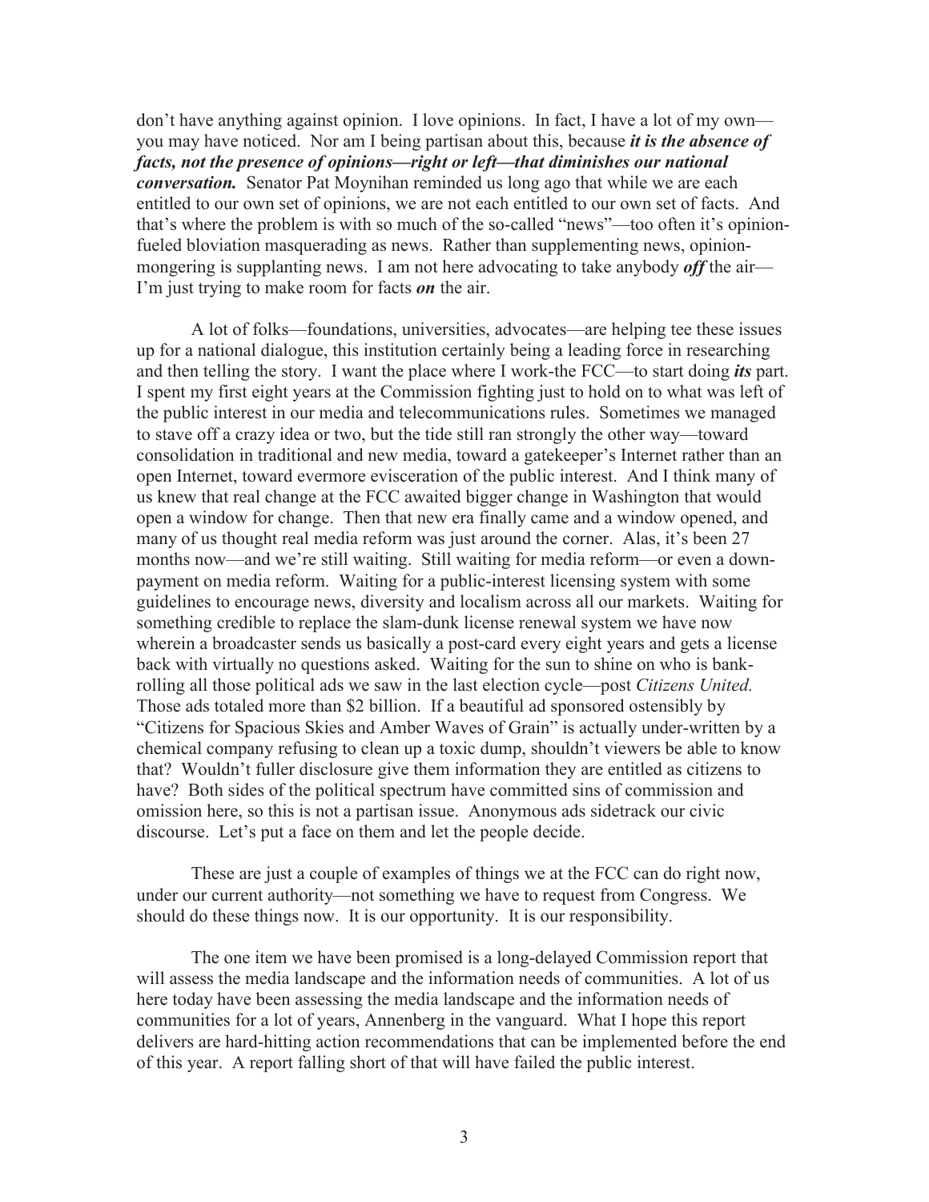don't have anything against opinion. I love opinions. In fact, I have a lot of my own—you may have noticed. Nor am I being partisan about this, because ***it is the absence of facts, not the presence of opinions—right or left—that diminishes our national conversation.*** Senator Pat Moynihan reminded us long ago that while we are each entitled to our own set of opinions, we are not each entitled to our own set of facts. And that's where the problem is with so much of the so-called "news"—too often it's opinion-fueled bloviation masquerading as news. Rather than supplementing news, opinion-mongering is supplanting news. I am not here advocating to take anybody ***off*** the air—I'm just trying to make room for facts ***on*** the air.

A lot of folks—foundations, universities, advocates—are helping tee these issues up for a national dialogue, this institution certainly being a leading force in researching and then telling the story. I want the place where I work-the FCC—to start doing ***its*** part. I spent my first eight years at the Commission fighting just to hold on to what was left of the public interest in our media and telecommunications rules. Sometimes we managed to stave off a crazy idea or two, but the tide still ran strongly the other way—toward consolidation in traditional and new media, toward a gatekeeper's Internet rather than an open Internet, toward evermore evisceration of the public interest. And I think many of us knew that real change at the FCC awaited bigger change in Washington that would open a window for change. Then that new era finally came and a window opened, and many of us thought real media reform was just around the corner. Alas, it's been 27 months now—and we're still waiting. Still waiting for media reform—or even a down-payment on media reform. Waiting for a public-interest licensing system with some guidelines to encourage news, diversity and localism across all our markets. Waiting for something credible to replace the slam-dunk license renewal system we have now wherein a broadcaster sends us basically a post-card every eight years and gets a license back with virtually no questions asked. Waiting for the sun to shine on who is bank-rolling all those political ads we saw in the last election cycle—post *Citizens United.* Those ads totaled more than $2 billion. If a beautiful ad sponsored ostensibly by "Citizens for Spacious Skies and Amber Waves of Grain" is actually under-written by a chemical company refusing to clean up a toxic dump, shouldn't viewers be able to know that? Wouldn't fuller disclosure give them information they are entitled as citizens to have? Both sides of the political spectrum have committed sins of commission and omission here, so this is not a partisan issue. Anonymous ads sidetrack our civic discourse. Let's put a face on them and let the people decide.

These are just a couple of examples of things we at the FCC can do right now, under our current authority—not something we have to request from Congress. We should do these things now. It is our opportunity. It is our responsibility.

The one item we have been promised is a long-delayed Commission report that will assess the media landscape and the information needs of communities. A lot of us here today have been assessing the media landscape and the information needs of communities for a lot of years, Annenberg in the vanguard. What I hope this report delivers are hard-hitting action recommendations that can be implemented before the end of this year. A report falling short of that will have failed the public interest.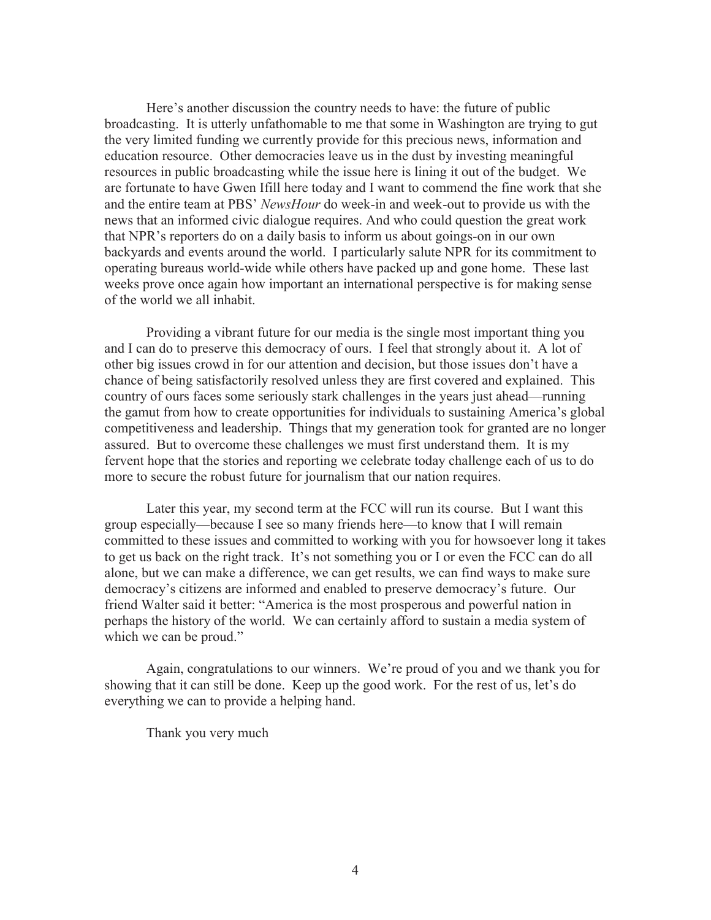Here's another discussion the country needs to have: the future of public broadcasting. It is utterly unfathomable to me that some in Washington are trying to gut the very limited funding we currently provide for this precious news, information and education resource. Other democracies leave us in the dust by investing meaningful resources in public broadcasting while the issue here is lining it out of the budget. We are fortunate to have Gwen Ifill here today and I want to commend the fine work that she and the entire team at PBS' *NewsHour* do week-in and week-out to provide us with the news that an informed civic dialogue requires. And who could question the great work that NPR's reporters do on a daily basis to inform us about goings-on in our own backyards and events around the world. I particularly salute NPR for its commitment to operating bureaus world-wide while others have packed up and gone home. These last weeks prove once again how important an international perspective is for making sense of the world we all inhabit.

Providing a vibrant future for our media is the single most important thing you and I can do to preserve this democracy of ours. I feel that strongly about it. A lot of other big issues crowd in for our attention and decision, but those issues don't have a chance of being satisfactorily resolved unless they are first covered and explained. This country of ours faces some seriously stark challenges in the years just ahead—running the gamut from how to create opportunities for individuals to sustaining America's global competitiveness and leadership. Things that my generation took for granted are no longer assured. But to overcome these challenges we must first understand them. It is my fervent hope that the stories and reporting we celebrate today challenge each of us to do more to secure the robust future for journalism that our nation requires.

Later this year, my second term at the FCC will run its course. But I want this group especially—because I see so many friends here—to know that I will remain committed to these issues and committed to working with you for howsoever long it takes to get us back on the right track. It's not something you or I or even the FCC can do all alone, but we can make a difference, we can get results, we can find ways to make sure democracy's citizens are informed and enabled to preserve democracy's future. Our friend Walter said it better: "America is the most prosperous and powerful nation in perhaps the history of the world. We can certainly afford to sustain a media system of which we can be proud."

Again, congratulations to our winners. We're proud of you and we thank you for showing that it can still be done. Keep up the good work. For the rest of us, let's do everything we can to provide a helping hand.

Thank you very much